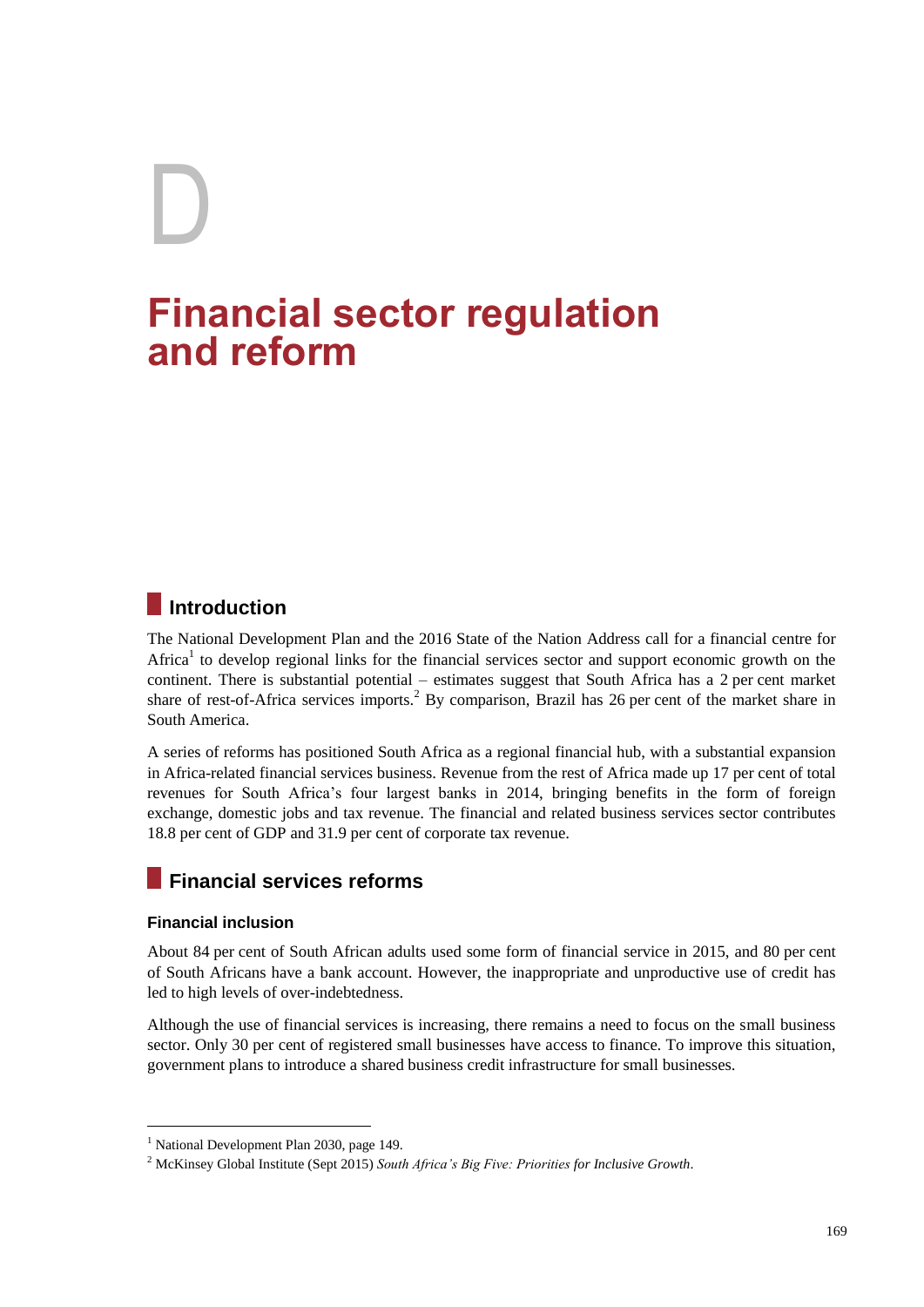# D

# Financial sector regulation and reform

## Introduction

The National Development Plan and the 2016 State of the Nation Address call for a financial centre for Africa[1] to develop regional links for the financial services sector and support economic growth on the continent. There is substantial potential – estimates suggest that South Africa has a 2 per cent market share of rest-of-Africa services imports.[2] By comparison, Brazil has 26 per cent of the market share in South America.

A series of reforms has positioned South Africa as a regional financial hub, with a substantial expansion in Africa-related financial services business. Revenue from the rest of Africa made up 17 per cent of total revenues for South Africa's four largest banks in 2014, bringing benefits in the form of foreign exchange, domestic jobs and tax revenue. The financial and related business services sector contributes 18.8 per cent of GDP and 31.9 per cent of corporate tax revenue.

## Financial services reforms

### Financial inclusion

About 84 per cent of South African adults used some form of financial service in 2015, and 80 per cent of South Africans have a bank account. However, the inappropriate and unproductive use of credit has led to high levels of over-indebtedness.

Although the use of financial services is increasing, there remains a need to focus on the small business sector. Only 30 per cent of registered small businesses have access to finance. To improve this situation, government plans to introduce a shared business credit infrastructure for small businesses.

[1] National Development Plan 2030, page 149.

[2] McKinsey Global Institute (Sept 2015) *South Africa's Big Five: Priorities for Inclusive Growth*.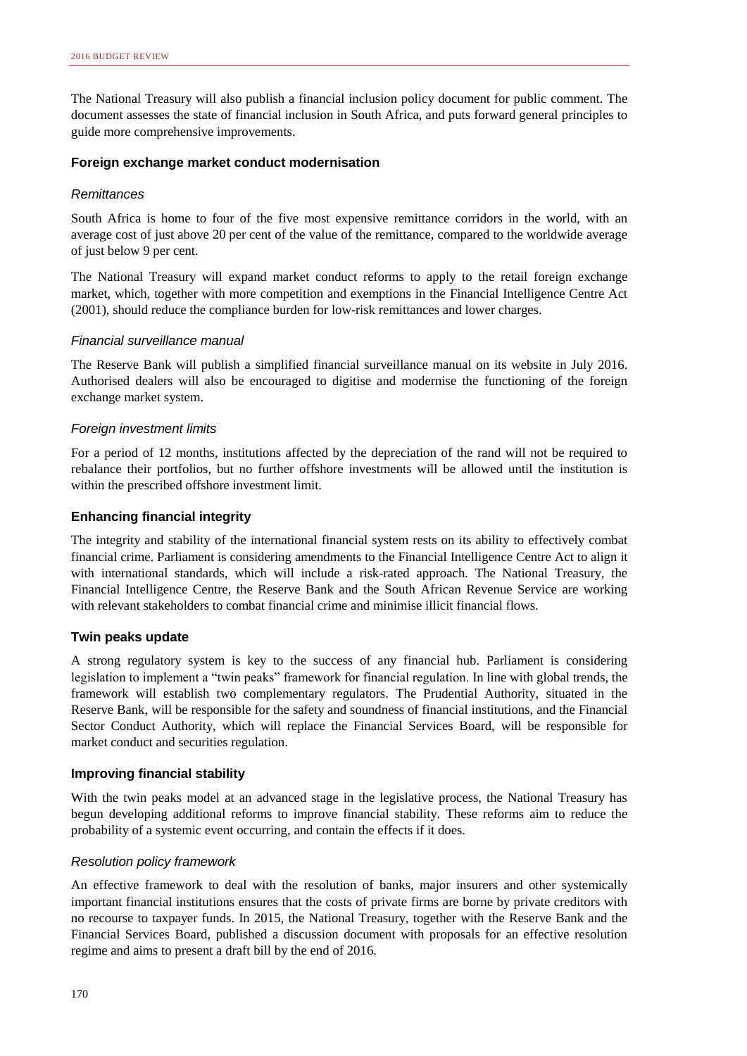The National Treasury will also publish a financial inclusion policy document for public comment. The document assesses the state of financial inclusion in South Africa, and puts forward general principles to guide more comprehensive improvements.

### Foreign exchange market conduct modernisation

#### *Remittances*

South Africa is home to four of the five most expensive remittance corridors in the world, with an average cost of just above 20 per cent of the value of the remittance, compared to the worldwide average of just below 9 per cent.

The National Treasury will expand market conduct reforms to apply to the retail foreign exchange market, which, together with more competition and exemptions in the Financial Intelligence Centre Act (2001), should reduce the compliance burden for low-risk remittances and lower charges.

#### *Financial surveillance manual*

The Reserve Bank will publish a simplified financial surveillance manual on its website in July 2016. Authorised dealers will also be encouraged to digitise and modernise the functioning of the foreign exchange market system.

#### *Foreign investment limits*

For a period of 12 months, institutions affected by the depreciation of the rand will not be required to rebalance their portfolios, but no further offshore investments will be allowed until the institution is within the prescribed offshore investment limit.

### Enhancing financial integrity

The integrity and stability of the international financial system rests on its ability to effectively combat financial crime. Parliament is considering amendments to the Financial Intelligence Centre Act to align it with international standards, which will include a risk-rated approach. The National Treasury, the Financial Intelligence Centre, the Reserve Bank and the South African Revenue Service are working with relevant stakeholders to combat financial crime and minimise illicit financial flows.

### Twin peaks update

A strong regulatory system is key to the success of any financial hub. Parliament is considering legislation to implement a "twin peaks" framework for financial regulation. In line with global trends, the framework will establish two complementary regulators. The Prudential Authority, situated in the Reserve Bank, will be responsible for the safety and soundness of financial institutions, and the Financial Sector Conduct Authority, which will replace the Financial Services Board, will be responsible for market conduct and securities regulation.

### Improving financial stability

With the twin peaks model at an advanced stage in the legislative process, the National Treasury has begun developing additional reforms to improve financial stability. These reforms aim to reduce the probability of a systemic event occurring, and contain the effects if it does.

#### *Resolution policy framework*

An effective framework to deal with the resolution of banks, major insurers and other systemically important financial institutions ensures that the costs of private firms are borne by private creditors with no recourse to taxpayer funds. In 2015, the National Treasury, together with the Reserve Bank and the Financial Services Board, published a discussion document with proposals for an effective resolution regime and aims to present a draft bill by the end of 2016.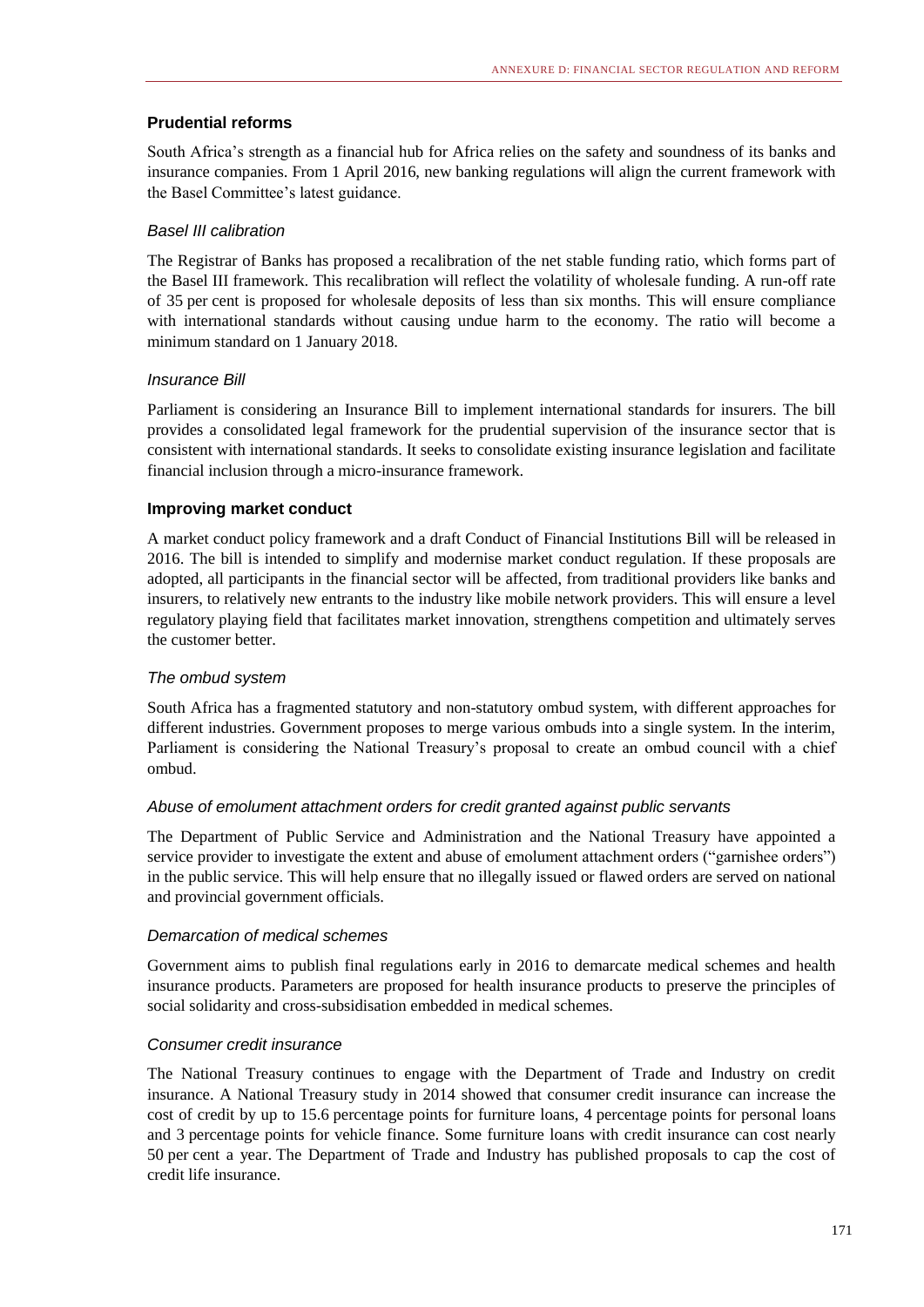## Prudential reforms

South Africa's strength as a financial hub for Africa relies on the safety and soundness of its banks and insurance companies. From 1 April 2016, new banking regulations will align the current framework with the Basel Committee's latest guidance.

### *Basel III calibration*

The Registrar of Banks has proposed a recalibration of the net stable funding ratio, which forms part of the Basel III framework. This recalibration will reflect the volatility of wholesale funding. A run-off rate of 35 per cent is proposed for wholesale deposits of less than six months. This will ensure compliance with international standards without causing undue harm to the economy. The ratio will become a minimum standard on 1 January 2018.

### *Insurance Bill*

Parliament is considering an Insurance Bill to implement international standards for insurers. The bill provides a consolidated legal framework for the prudential supervision of the insurance sector that is consistent with international standards. It seeks to consolidate existing insurance legislation and facilitate financial inclusion through a micro-insurance framework.

## Improving market conduct

A market conduct policy framework and a draft Conduct of Financial Institutions Bill will be released in 2016. The bill is intended to simplify and modernise market conduct regulation. If these proposals are adopted, all participants in the financial sector will be affected, from traditional providers like banks and insurers, to relatively new entrants to the industry like mobile network providers. This will ensure a level regulatory playing field that facilitates market innovation, strengthens competition and ultimately serves the customer better.

### *The ombud system*

South Africa has a fragmented statutory and non-statutory ombud system, with different approaches for different industries. Government proposes to merge various ombuds into a single system. In the interim, Parliament is considering the National Treasury's proposal to create an ombud council with a chief ombud.

### *Abuse of emolument attachment orders for credit granted against public servants*

The Department of Public Service and Administration and the National Treasury have appointed a service provider to investigate the extent and abuse of emolument attachment orders ("garnishee orders") in the public service. This will help ensure that no illegally issued or flawed orders are served on national and provincial government officials.

### *Demarcation of medical schemes*

Government aims to publish final regulations early in 2016 to demarcate medical schemes and health insurance products. Parameters are proposed for health insurance products to preserve the principles of social solidarity and cross-subsidisation embedded in medical schemes.

### *Consumer credit insurance*

The National Treasury continues to engage with the Department of Trade and Industry on credit insurance. A National Treasury study in 2014 showed that consumer credit insurance can increase the cost of credit by up to 15.6 percentage points for furniture loans, 4 percentage points for personal loans and 3 percentage points for vehicle finance. Some furniture loans with credit insurance can cost nearly 50 per cent a year. The Department of Trade and Industry has published proposals to cap the cost of credit life insurance.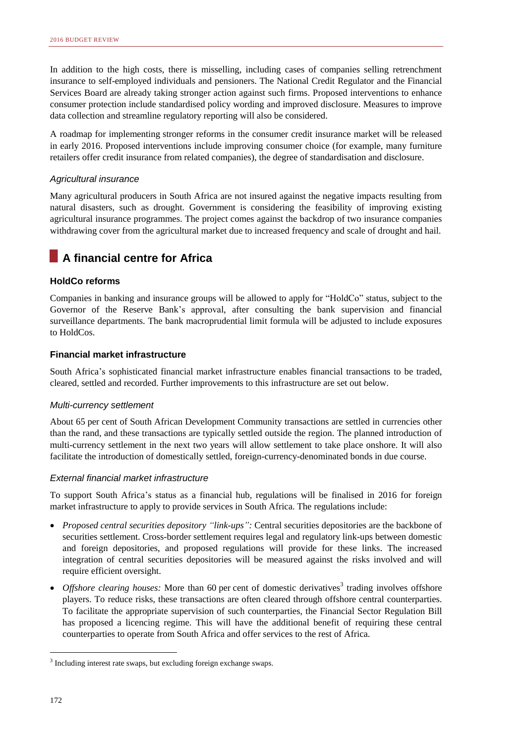In addition to the high costs, there is misselling, including cases of companies selling retrenchment insurance to self-employed individuals and pensioners. The National Credit Regulator and the Financial Services Board are already taking stronger action against such firms. Proposed interventions to enhance consumer protection include standardised policy wording and improved disclosure. Measures to improve data collection and streamline regulatory reporting will also be considered.

A roadmap for implementing stronger reforms in the consumer credit insurance market will be released in early 2016. Proposed interventions include improving consumer choice (for example, many furniture retailers offer credit insurance from related companies), the degree of standardisation and disclosure.

#### *Agricultural insurance*

Many agricultural producers in South Africa are not insured against the negative impacts resulting from natural disasters, such as drought. Government is considering the feasibility of improving existing agricultural insurance programmes. The project comes against the backdrop of two insurance companies withdrawing cover from the agricultural market due to increased frequency and scale of drought and hail.

## A financial centre for Africa

### HoldCo reforms

Companies in banking and insurance groups will be allowed to apply for "HoldCo" status, subject to the Governor of the Reserve Bank's approval, after consulting the bank supervision and financial surveillance departments. The bank macroprudential limit formula will be adjusted to include exposures to HoldCos.

### Financial market infrastructure

South Africa's sophisticated financial market infrastructure enables financial transactions to be traded, cleared, settled and recorded. Further improvements to this infrastructure are set out below.

#### *Multi-currency settlement*

About 65 per cent of South African Development Community transactions are settled in currencies other than the rand, and these transactions are typically settled outside the region. The planned introduction of multi-currency settlement in the next two years will allow settlement to take place onshore. It will also facilitate the introduction of domestically settled, foreign-currency-denominated bonds in due course.

#### *External financial market infrastructure*

To support South Africa's status as a financial hub, regulations will be finalised in 2016 for foreign market infrastructure to apply to provide services in South Africa. The regulations include:

- *Proposed central securities depository "link-ups":* Central securities depositories are the backbone of securities settlement. Cross-border settlement requires legal and regulatory link-ups between domestic and foreign depositories, and proposed regulations will provide for these links. The increased integration of central securities depositories will be measured against the risks involved and will require efficient oversight.
- *Offshore clearing houses:* More than 60 per cent of domestic derivatives[3] trading involves offshore players. To reduce risks, these transactions are often cleared through offshore central counterparties. To facilitate the appropriate supervision of such counterparties, the Financial Sector Regulation Bill has proposed a licencing regime. This will have the additional benefit of requiring these central counterparties to operate from South Africa and offer services to the rest of Africa.

[3] Including interest rate swaps, but excluding foreign exchange swaps.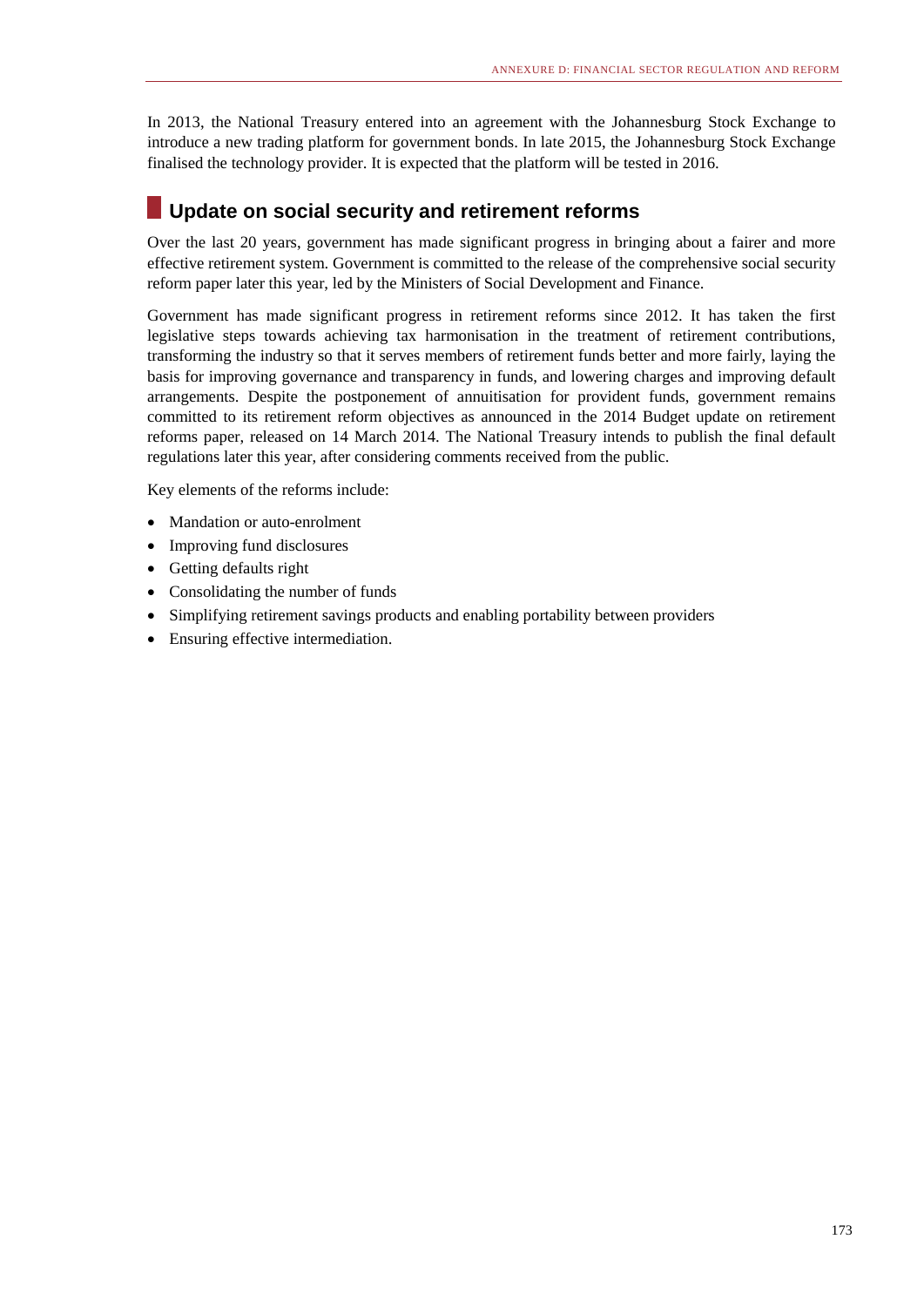In 2013, the National Treasury entered into an agreement with the Johannesburg Stock Exchange to introduce a new trading platform for government bonds. In late 2015, the Johannesburg Stock Exchange finalised the technology provider. It is expected that the platform will be tested in 2016.

## Update on social security and retirement reforms

Over the last 20 years, government has made significant progress in bringing about a fairer and more effective retirement system. Government is committed to the release of the comprehensive social security reform paper later this year, led by the Ministers of Social Development and Finance.

Government has made significant progress in retirement reforms since 2012. It has taken the first legislative steps towards achieving tax harmonisation in the treatment of retirement contributions, transforming the industry so that it serves members of retirement funds better and more fairly, laying the basis for improving governance and transparency in funds, and lowering charges and improving default arrangements. Despite the postponement of annuitisation for provident funds, government remains committed to its retirement reform objectives as announced in the 2014 Budget update on retirement reforms paper, released on 14 March 2014. The National Treasury intends to publish the final default regulations later this year, after considering comments received from the public.

Key elements of the reforms include:

- Mandation or auto-enrolment
- Improving fund disclosures
- Getting defaults right
- Consolidating the number of funds
- Simplifying retirement savings products and enabling portability between providers
- Ensuring effective intermediation.